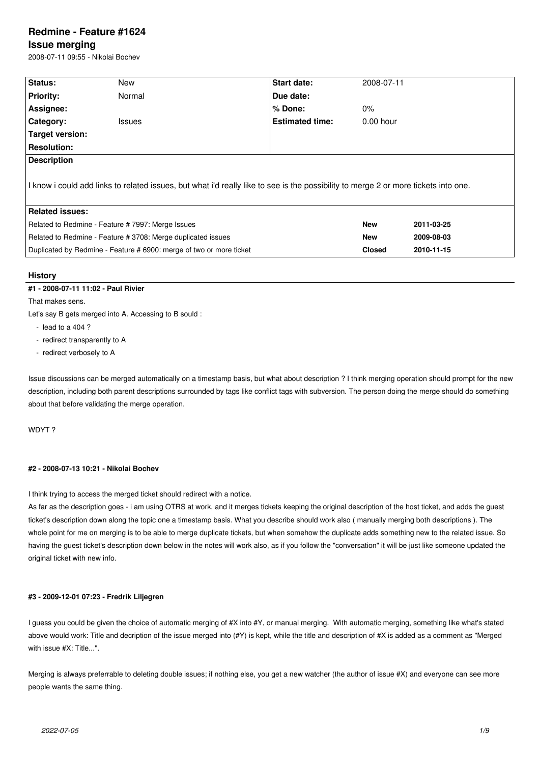# Redmine - Feature #1624

## Issue merging

2008-07-11 09:55 - Nikolai Bochev

| Status: | New | Start date: | 2008-07-11 |
|---|---|---|---|
| Priority: | Normal | Due date: | |
| Assignee: | | % Done: | 0% |
| Category: | Issues | Estimated time: | 0.00 hour |
| Target version: | | | |
| Resolution: | | | |

**Description**

I know i could add links to related issues, but what i'd really like to see is the possibility to merge 2 or more tickets into one.

| Related issues: | | |
|---|---|---|
| Related to Redmine - Feature # 7997: Merge Issues | New | 2011-03-25 |
| Related to Redmine - Feature # 3708: Merge duplicated issues | New | 2009-08-03 |
| Duplicated by Redmine - Feature # 6900: merge of two or more ticket | Closed | 2010-11-15 |

## History

#### #1 - 2008-07-11 11:02 - Paul Rivier

That makes sens.

Let's say B gets merged into A. Accessing to B sould :

- lead to a 404 ?
- redirect transparently to A
- redirect verbosely to A

Issue discussions can be merged automatically on a timestamp basis, but what about description ? I think merging operation should prompt for the new description, including both parent descriptions surrounded by tags like conflict tags with subversion. The person doing the merge should do something about that before validating the merge operation.

WDYT ?

#### #2 - 2008-07-13 10:21 - Nikolai Bochev

I think trying to access the merged ticket should redirect with a notice.

As far as the description goes - i am using OTRS at work, and it merges tickets keeping the original description of the host ticket, and adds the guest ticket's description down along the topic one a timestamp basis. What you describe should work also ( manually merging both descriptions ). The whole point for me on merging is to be able to merge duplicate tickets, but when somehow the duplicate adds something new to the related issue. So having the guest ticket's description down below in the notes will work also, as if you follow the "conversation" it will be just like someone updated the original ticket with new info.

#### #3 - 2009-12-01 07:23 - Fredrik Liljegren

I guess you could be given the choice of automatic merging of #X into #Y, or manual merging. With automatic merging, something like what's stated above would work: Title and decription of the issue merged into (#Y) is kept, while the title and description of #X is added as a comment as "Merged with issue #X: Title...".

Merging is always preferrable to deleting double issues; if nothing else, you get a new watcher (the author of issue #X) and everyone can see more people wants the same thing.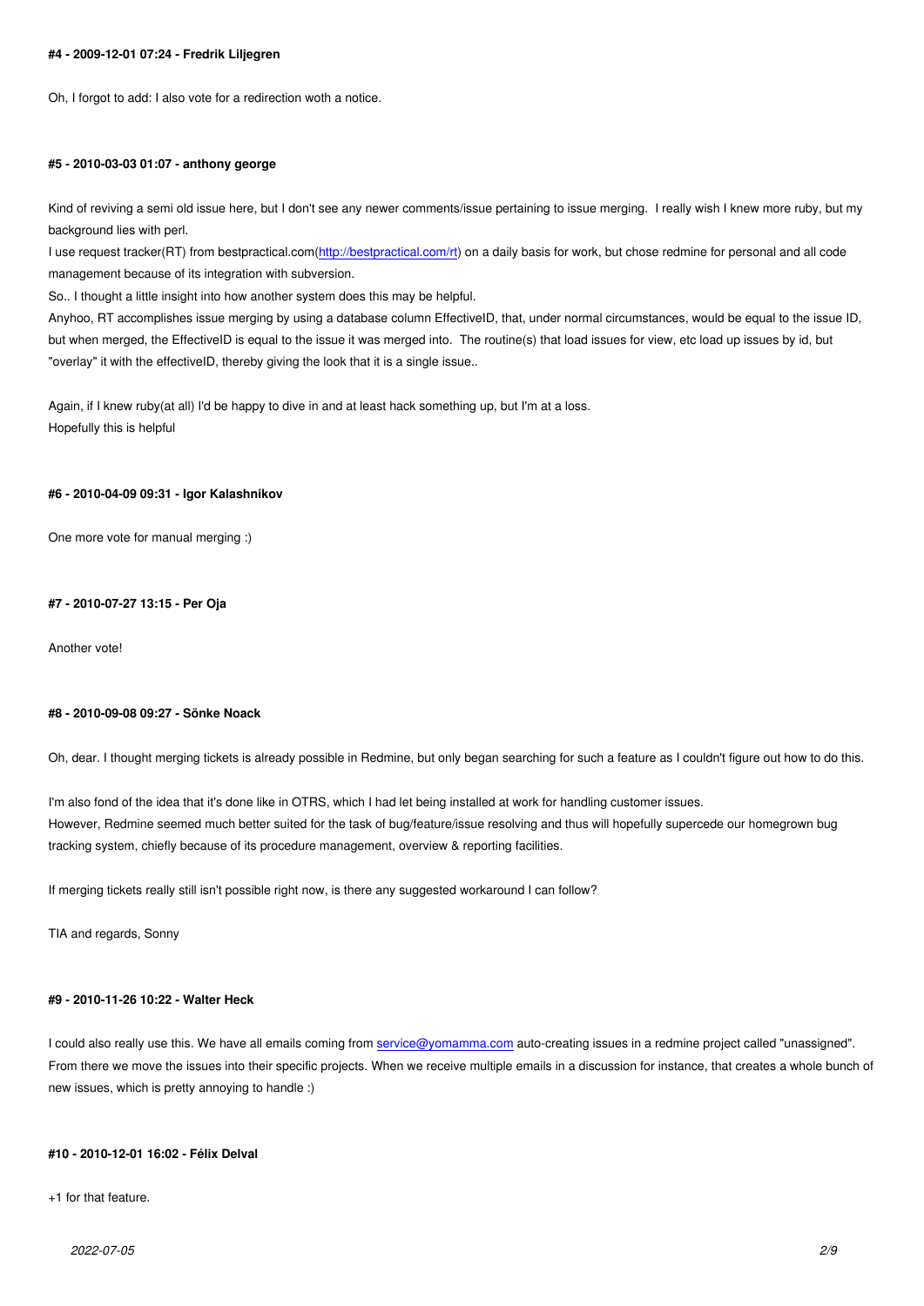#### #4 - 2009-12-01 07:24 - Fredrik Liljegren

Oh, I forgot to add: I also vote for a redirection woth a notice.

#### #5 - 2010-03-03 01:07 - anthony george

Kind of reviving a semi old issue here, but I don't see any newer comments/issue pertaining to issue merging. I really wish I knew more ruby, but my background lies with perl.
I use request tracker(RT) from bestpractical.com(http://bestpractical.com/rt) on a daily basis for work, but chose redmine for personal and all code management because of its integration with subversion.
So.. I thought a little insight into how another system does this may be helpful.
Anyhoo, RT accomplishes issue merging by using a database column EffectiveID, that, under normal circumstances, would be equal to the issue ID, but when merged, the EffectiveID is equal to the issue it was merged into. The routine(s) that load issues for view, etc load up issues by id, but "overlay" it with the effectiveID, thereby giving the look that it is a single issue..

Again, if I knew ruby(at all) I'd be happy to dive in and at least hack something up, but I'm at a loss.
Hopefully this is helpful

#### #6 - 2010-04-09 09:31 - Igor Kalashnikov

One more vote for manual merging :)

#### #7 - 2010-07-27 13:15 - Per Oja

Another vote!

#### #8 - 2010-09-08 09:27 - Sönke Noack

Oh, dear. I thought merging tickets is already possible in Redmine, but only began searching for such a feature as I couldn't figure out how to do this.

I'm also fond of the idea that it's done like in OTRS, which I had let being installed at work for handling customer issues.
However, Redmine seemed much better suited for the task of bug/feature/issue resolving and thus will hopefully supercede our homegrown bug tracking system, chiefly because of its procedure management, overview & reporting facilities.

If merging tickets really still isn't possible right now, is there any suggested workaround I can follow?

TIA and regards, Sonny

#### #9 - 2010-11-26 10:22 - Walter Heck

I could also really use this. We have all emails coming from service@yomamma.com auto-creating issues in a redmine project called "unassigned". From there we move the issues into their specific projects. When we receive multiple emails in a discussion for instance, that creates a whole bunch of new issues, which is pretty annoying to handle :)

#### #10 - 2010-12-01 16:02 - Félix Delval

+1 for that feature.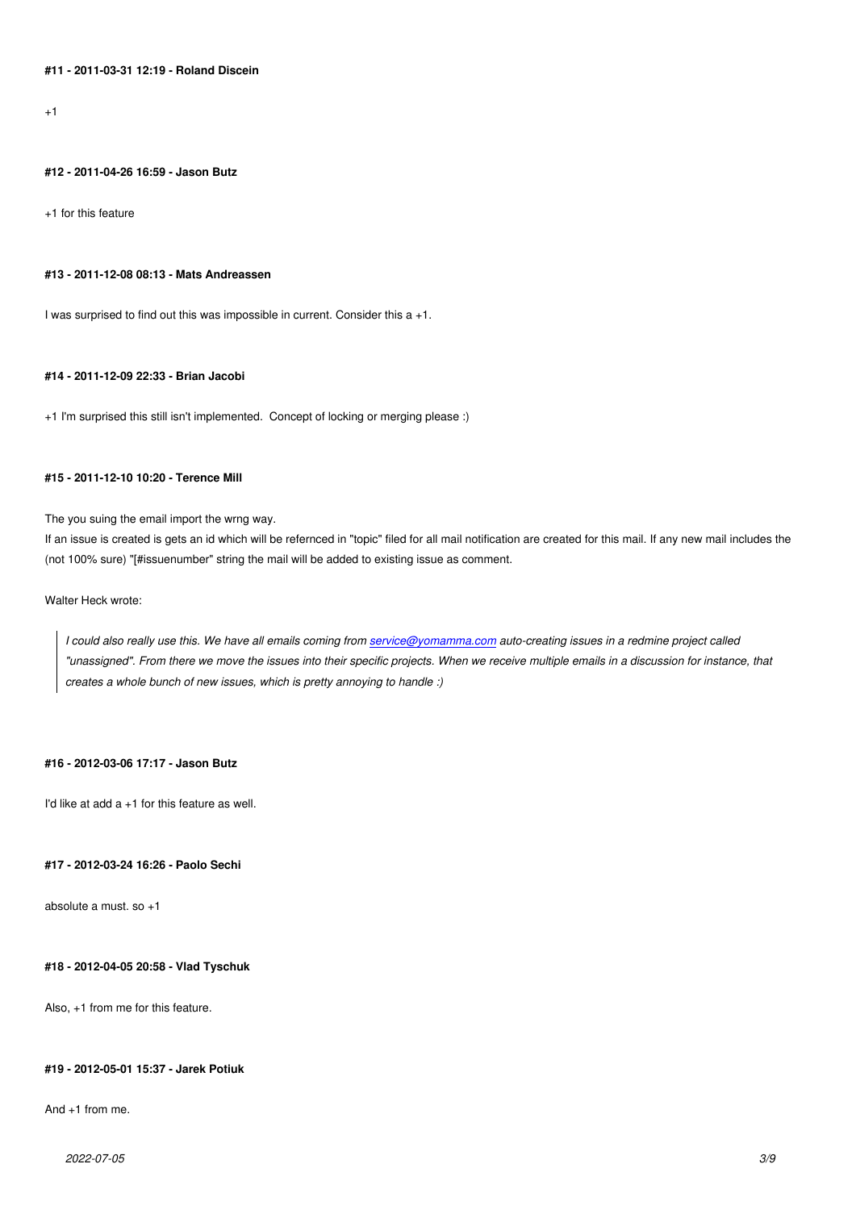#### #11 - 2011-03-31 12:19 - Roland Discein

+1

#### #12 - 2011-04-26 16:59 - Jason Butz

+1 for this feature

#### #13 - 2011-12-08 08:13 - Mats Andreassen

I was surprised to find out this was impossible in current. Consider this a +1.

#### #14 - 2011-12-09 22:33 - Brian Jacobi

+1 I'm surprised this still isn't implemented. Concept of locking or merging please :)

#### #15 - 2011-12-10 10:20 - Terence Mill

The you suing the email import the wrng way.
If an issue is created is gets an id which will be refernced in "topic" filed for all mail notification are created for this mail. If any new mail includes the (not 100% sure) "[#issuenumber" string the mail will be added to existing issue as comment.

Walter Heck wrote:

> *I could also really use this. We have all emails coming from [service@yomamma.com](mailto:service@yomamma.com) auto-creating issues in a redmine project called "unassigned". From there we move the issues into their specific projects. When we receive multiple emails in a discussion for instance, that creates a whole bunch of new issues, which is pretty annoying to handle :)*

#### #16 - 2012-03-06 17:17 - Jason Butz

I'd like at add a +1 for this feature as well.

#### #17 - 2012-03-24 16:26 - Paolo Sechi

absolute a must. so +1

#### #18 - 2012-04-05 20:58 - Vlad Tyschuk

Also, +1 from me for this feature.

#### #19 - 2012-05-01 15:37 - Jarek Potiuk

And +1 from me.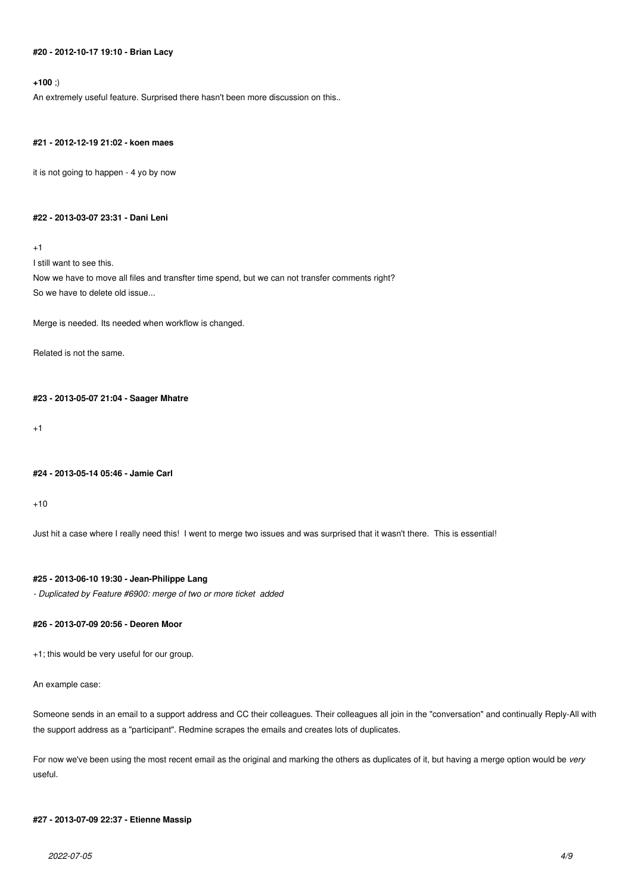#### #20 - 2012-10-17 19:10 - Brian Lacy

**+100** ;)

An extremely useful feature. Surprised there hasn't been more discussion on this..

#### #21 - 2012-12-19 21:02 - koen maes

it is not going to happen - 4 yo by now

#### #22 - 2013-03-07 23:31 - Dani Leni

+1

I still want to see this.

Now we have to move all files and transfter time spend, but we can not transfer comments right?

So we have to delete old issue...

Merge is needed. Its needed when workflow is changed.

Related is not the same.

#### #23 - 2013-05-07 21:04 - Saager Mhatre

+1

#### #24 - 2013-05-14 05:46 - Jamie Carl

+10

Just hit a case where I really need this! I went to merge two issues and was surprised that it wasn't there. This is essential!

#### #25 - 2013-06-10 19:30 - Jean-Philippe Lang

*- Duplicated by Feature #6900: merge of two or more ticket added*

#### #26 - 2013-07-09 20:56 - Deoren Moor

+1; this would be very useful for our group.

An example case:

Someone sends in an email to a support address and CC their colleagues. Their colleagues all join in the "conversation" and continually Reply-All with the support address as a "participant". Redmine scrapes the emails and creates lots of duplicates.

For now we've been using the most recent email as the original and marking the others as duplicates of it, but having a merge option would be *very* useful.

#### #27 - 2013-07-09 22:37 - Etienne Massip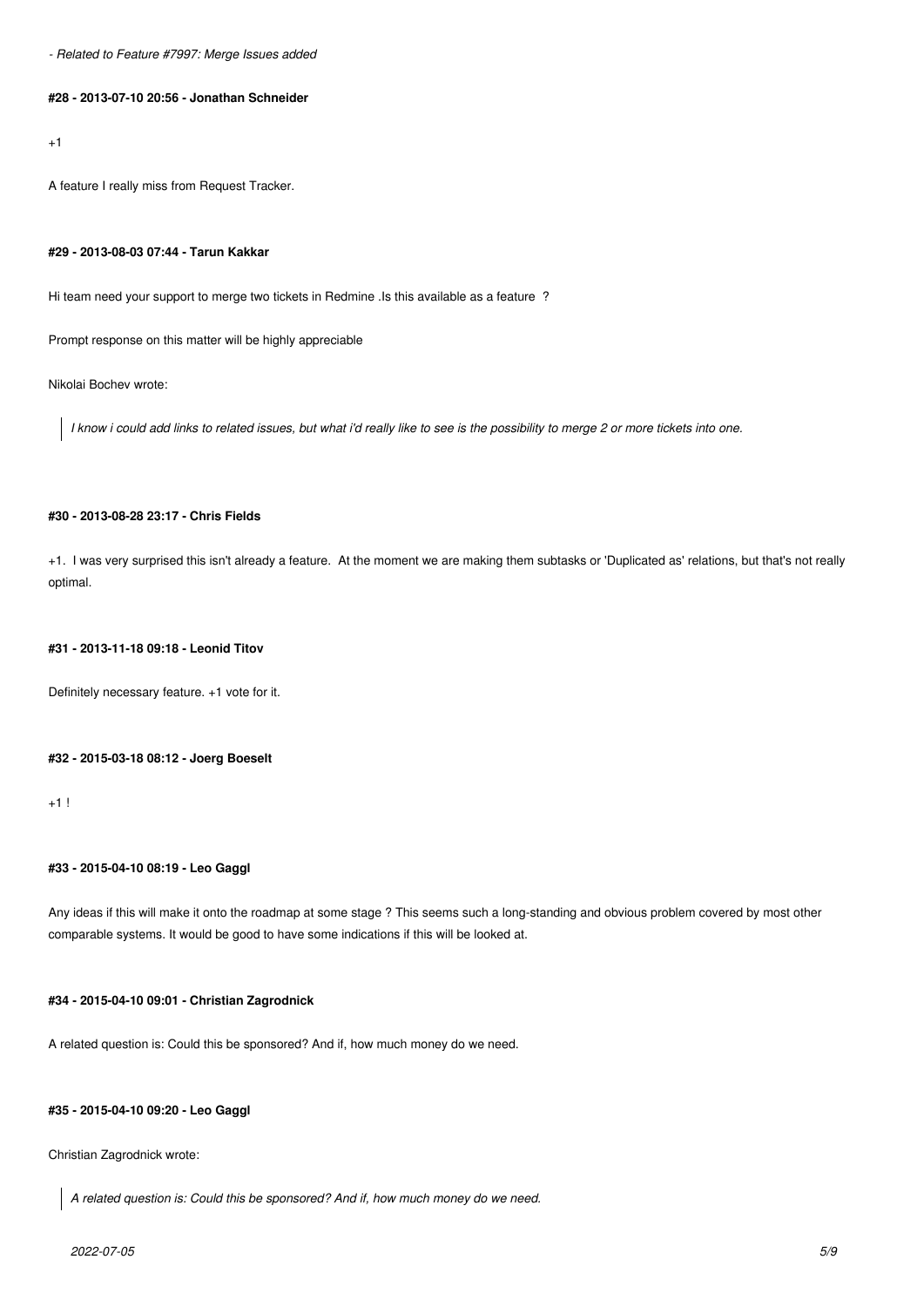*- Related to Feature #7997: Merge Issues added*

#### #28 - 2013-07-10 20:56 - Jonathan Schneider

+1

A feature I really miss from Request Tracker.

#### #29 - 2013-08-03 07:44 - Tarun Kakkar

Hi team need your support to merge two tickets in Redmine .Is this available as a feature ?

Prompt response on this matter will be highly appreciable

Nikolai Bochev wrote:

> *I know i could add links to related issues, but what i'd really like to see is the possibility to merge 2 or more tickets into one.*

#### #30 - 2013-08-28 23:17 - Chris Fields

+1. I was very surprised this isn't already a feature. At the moment we are making them subtasks or 'Duplicated as' relations, but that's not really optimal.

#### #31 - 2013-11-18 09:18 - Leonid Titov

Definitely necessary feature. +1 vote for it.

#### #32 - 2015-03-18 08:12 - Joerg Boeselt

+1 !

#### #33 - 2015-04-10 08:19 - Leo Gaggl

Any ideas if this will make it onto the roadmap at some stage ? This seems such a long-standing and obvious problem covered by most other comparable systems. It would be good to have some indications if this will be looked at.

#### #34 - 2015-04-10 09:01 - Christian Zagrodnick

A related question is: Could this be sponsored? And if, how much money do we need.

#### #35 - 2015-04-10 09:20 - Leo Gaggl

Christian Zagrodnick wrote:

> *A related question is: Could this be sponsored? And if, how much money do we need.*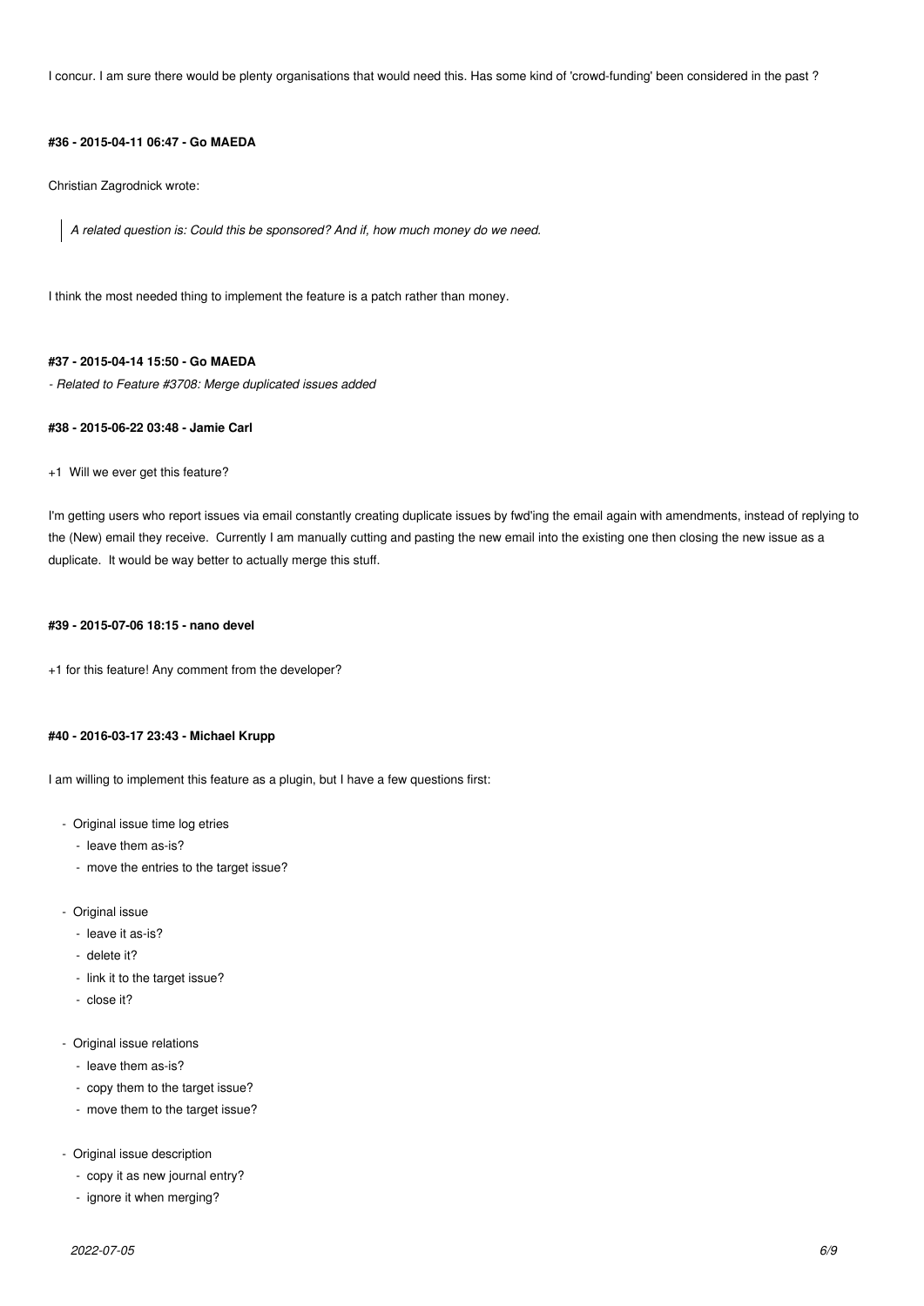I concur. I am sure there would be plenty organisations that would need this. Has some kind of 'crowd-funding' been considered in the past ?

#### #36 - 2015-04-11 06:47 - Go MAEDA

Christian Zagrodnick wrote:

> *A related question is: Could this be sponsored? And if, how much money do we need.*

I think the most needed thing to implement the feature is a patch rather than money.

#### #37 - 2015-04-14 15:50 - Go MAEDA

*- Related to Feature #3708: Merge duplicated issues added*

#### #38 - 2015-06-22 03:48 - Jamie Carl

+1 Will we ever get this feature?

I'm getting users who report issues via email constantly creating duplicate issues by fwd'ing the email again with amendments, instead of replying to the (New) email they receive. Currently I am manually cutting and pasting the new email into the existing one then closing the new issue as a duplicate. It would be way better to actually merge this stuff.

#### #39 - 2015-07-06 18:15 - nano devel

+1 for this feature! Any comment from the developer?

#### #40 - 2016-03-17 23:43 - Michael Krupp

I am willing to implement this feature as a plugin, but I have a few questions first:

- Original issue time log etries
  - leave them as-is?
  - move the entries to the target issue?
- Original issue
  - leave it as-is?
  - delete it?
  - link it to the target issue?
  - close it?
- Original issue relations
  - leave them as-is?
  - copy them to the target issue?
  - move them to the target issue?
- Original issue description
  - copy it as new journal entry?
  - ignore it when merging?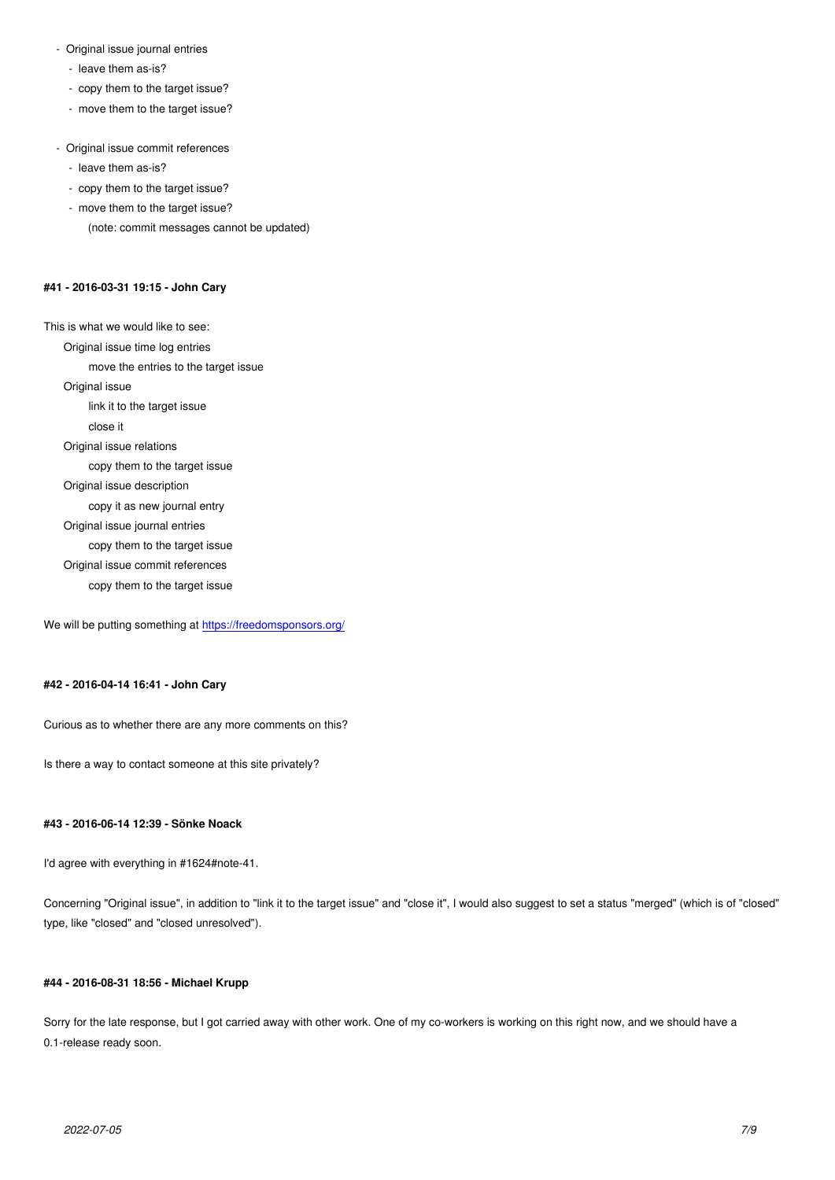- Original issue journal entries
  - leave them as-is?
  - copy them to the target issue?
  - move them to the target issue?

- Original issue commit references
  - leave them as-is?
  - copy them to the target issue?
  - move them to the target issue?

    (note: commit messages cannot be updated)

#### #41 - 2016-03-31 19:15 - John Cary

This is what we would like to see:

Original issue time log entries
    move the entries to the target issue
Original issue
    link it to the target issue
    close it
Original issue relations
    copy them to the target issue
Original issue description
    copy it as new journal entry
Original issue journal entries
    copy them to the target issue
Original issue commit references
    copy them to the target issue

We will be putting something at https://freedomsponsors.org/

#### #42 - 2016-04-14 16:41 - John Cary

Curious as to whether there are any more comments on this?

Is there a way to contact someone at this site privately?

#### #43 - 2016-06-14 12:39 - Sönke Noack

I'd agree with everything in #1624#note-41.

Concerning "Original issue", in addition to "link it to the target issue" and "close it", I would also suggest to set a status "merged" (which is of "closed" type, like "closed" and "closed unresolved").

#### #44 - 2016-08-31 18:56 - Michael Krupp

Sorry for the late response, but I got carried away with other work. One of my co-workers is working on this right now, and we should have a 0.1-release ready soon.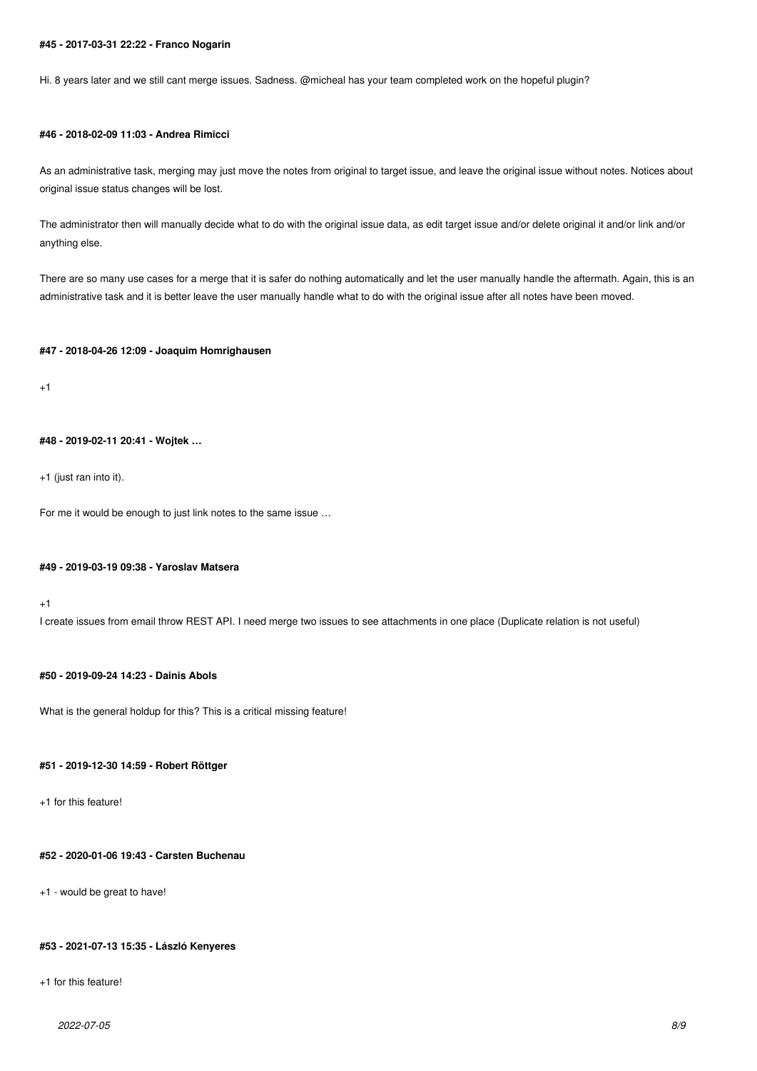#### #45 - 2017-03-31 22:22 - Franco Nogarin

Hi. 8 years later and we still cant merge issues. Sadness. @micheal has your team completed work on the hopeful plugin?

#### #46 - 2018-02-09 11:03 - Andrea Rimicci

As an administrative task, merging may just move the notes from original to target issue, and leave the original issue without notes. Notices about original issue status changes will be lost.

The administrator then will manually decide what to do with the original issue data, as edit target issue and/or delete original it and/or link and/or anything else.

There are so many use cases for a merge that it is safer do nothing automatically and let the user manually handle the aftermath. Again, this is an administrative task and it is better leave the user manually handle what to do with the original issue after all notes have been moved.

#### #47 - 2018-04-26 12:09 - Joaquim Homrighausen

+1

#### #48 - 2019-02-11 20:41 - Wojtek …

+1 (just ran into it).

For me it would be enough to just link notes to the same issue …

#### #49 - 2019-03-19 09:38 - Yaroslav Matsera

+1
I create issues from email throw REST API. I need merge two issues to see attachments in one place (Duplicate relation is not useful)

#### #50 - 2019-09-24 14:23 - Dainis Abols

What is the general holdup for this? This is a critical missing feature!

#### #51 - 2019-12-30 14:59 - Robert Röttger

+1 for this feature!

#### #52 - 2020-01-06 19:43 - Carsten Buchenau

+1 - would be great to have!

#### #53 - 2021-07-13 15:35 - László Kenyeres

+1 for this feature!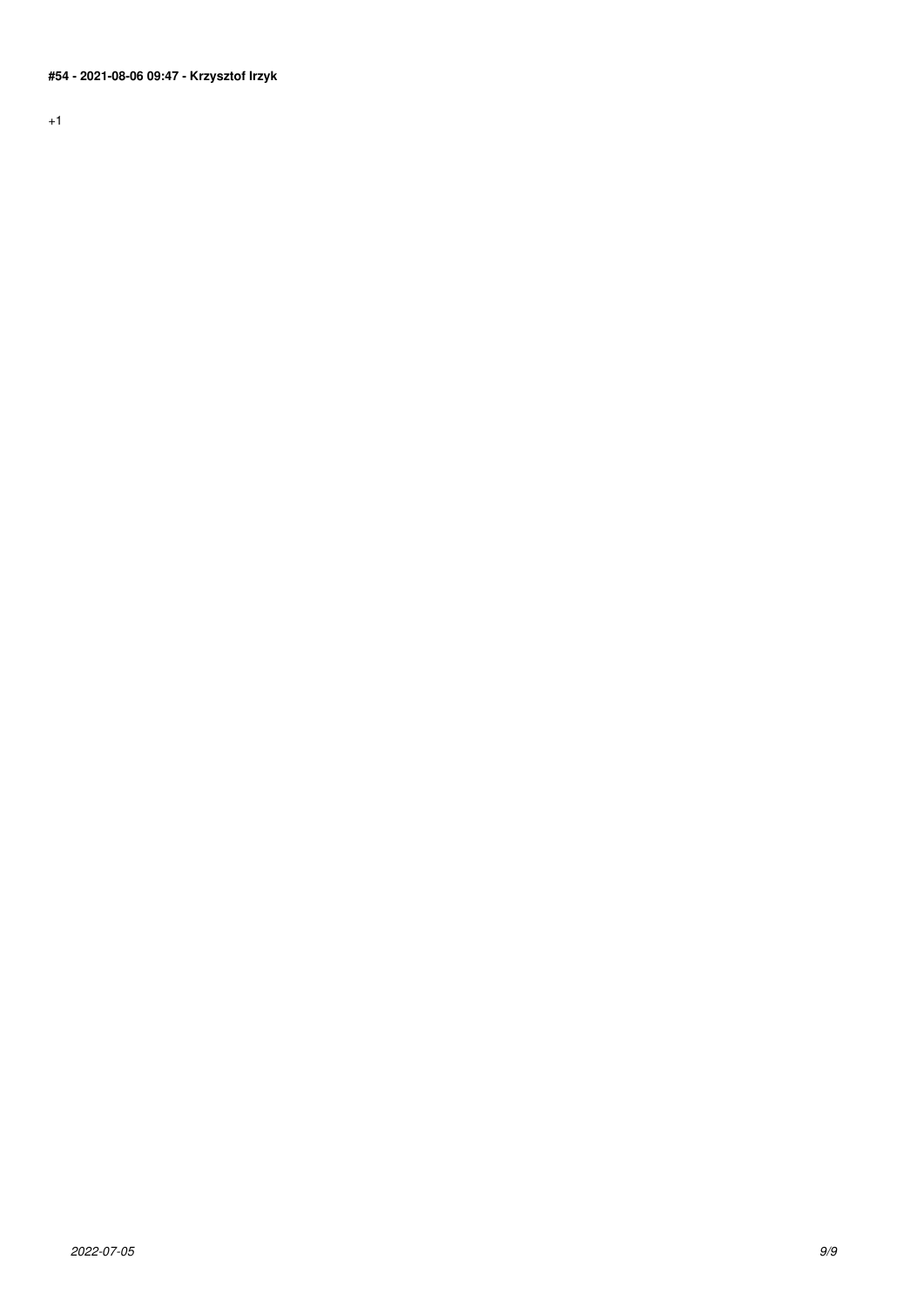**#54 - 2021-08-06 09:47 - Krzysztof Irzyk**

+1